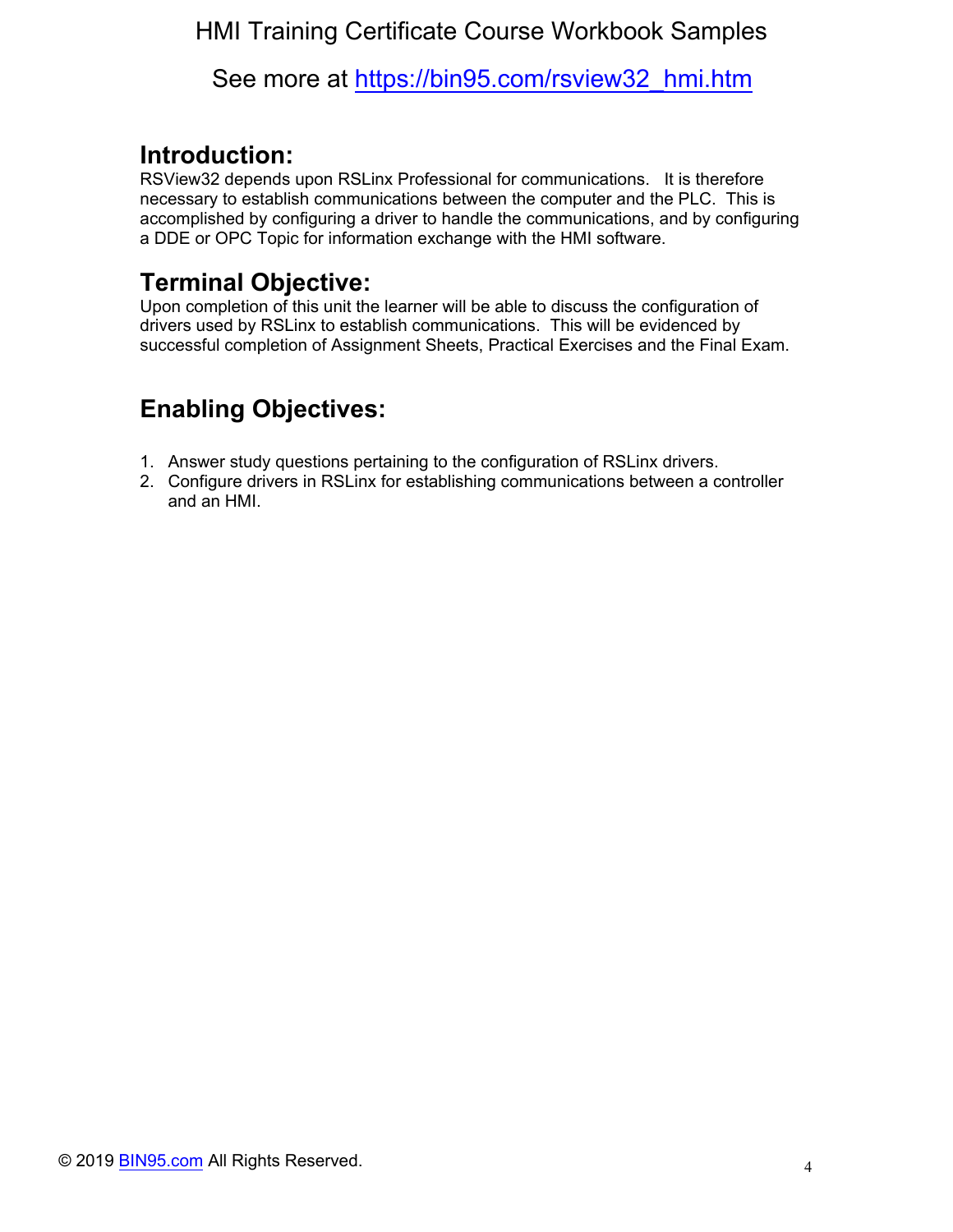HMI Training Certificate Course Workbook Samples

See more at [https://bin95.com/rsview32_hmi.htm](https://bin95.com/rsview32_hmi.htm)

## Introduction:

RSView32 depends upon RSLinx Professional for communications. It is therefore necessary to establish communications between the computer and the PLC. This is accomplished by configuring a driver to handle the communications, and by configuring a DDE or OPC Topic for information exchange with the HMI software.

## Terminal Objective:

Upon completion of this unit the learner will be able to discuss the configuration of drivers used by RSLinx to establish communications. This will be evidenced by successful completion of Assignment Sheets, Practical Exercises and the Final Exam.

## Enabling Objectives:

1. Answer study questions pertaining to the configuration of RSLinx drivers.
2. Configure drivers in RSLinx for establishing communications between a controller and an HMI.

© 2019 [BIN95.com](https://bin95.com) All Rights Reserved.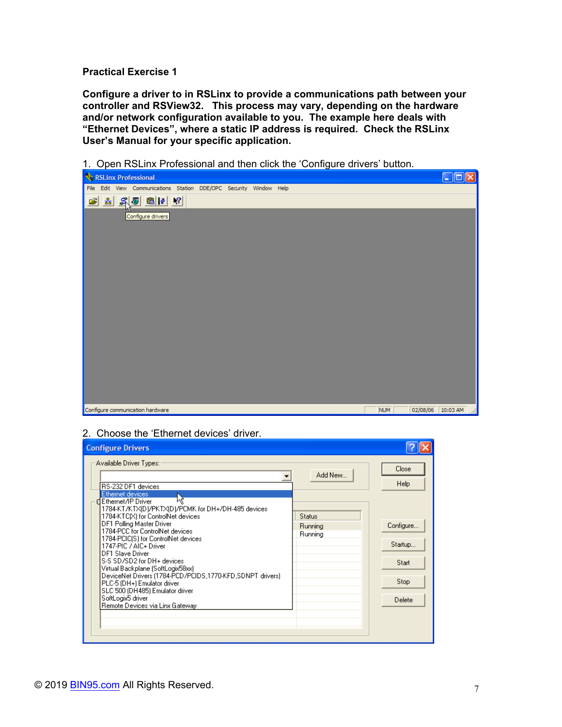**Practical Exercise 1**

**Configure a driver to in RSLinx to provide a communications path between your controller and RSView32. This process may vary, depending on the hardware and/or network configuration available to you. The example here deals with "Ethernet Devices", where a static IP address is required. Check the RSLinx User's Manual for your specific application.**

1. Open RSLinx Professional and then click the 'Configure drivers' button.

2. Choose the 'Ethernet devices' driver.

© 2019 BIN95.com All Rights Reserved.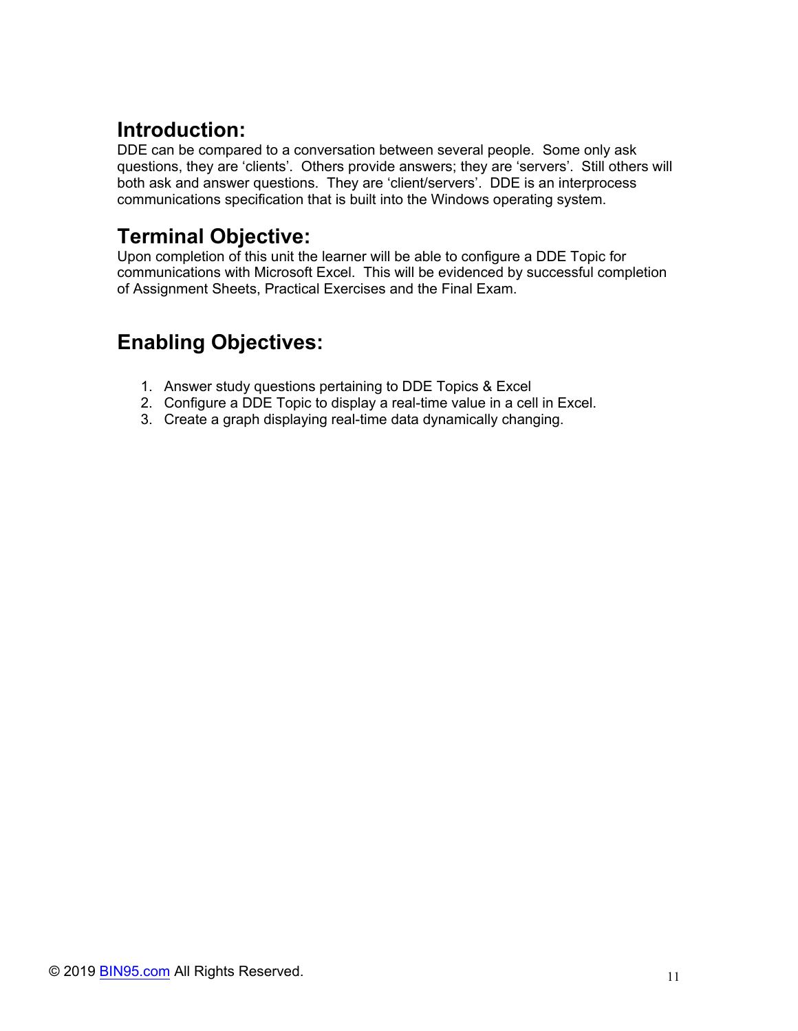## Introduction:

DDE can be compared to a conversation between several people. Some only ask questions, they are 'clients'. Others provide answers; they are 'servers'. Still others will both ask and answer questions. They are 'client/servers'. DDE is an interprocess communications specification that is built into the Windows operating system.

## Terminal Objective:

Upon completion of this unit the learner will be able to configure a DDE Topic for communications with Microsoft Excel. This will be evidenced by successful completion of Assignment Sheets, Practical Exercises and the Final Exam.

## Enabling Objectives:

1. Answer study questions pertaining to DDE Topics & Excel
2. Configure a DDE Topic to display a real-time value in a cell in Excel.
3. Create a graph displaying real-time data dynamically changing.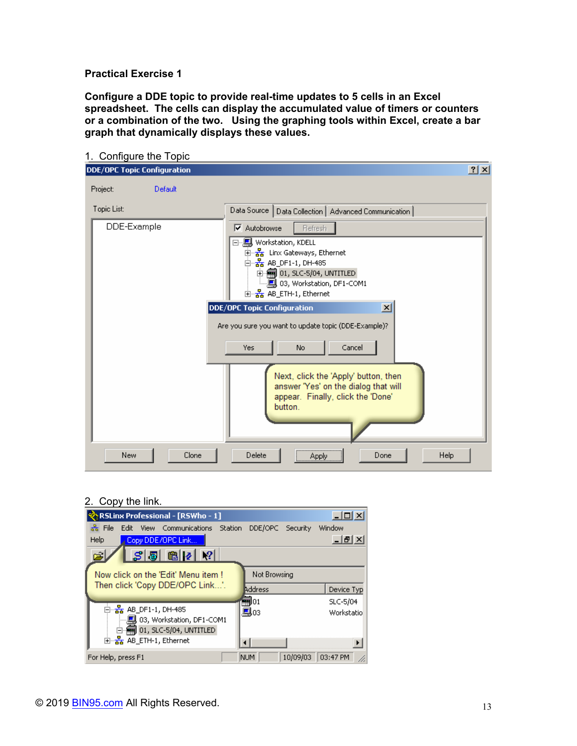**Practical Exercise 1**

**Configure a DDE topic to provide real-time updates to 5 cells in an Excel spreadsheet. The cells can display the accumulated value of timers or counters or a combination of the two. Using the graphing tools within Excel, create a bar graph that dynamically displays these values.**

1. Configure the Topic

2. Copy the link.

© 2019 BIN95.com All Rights Reserved.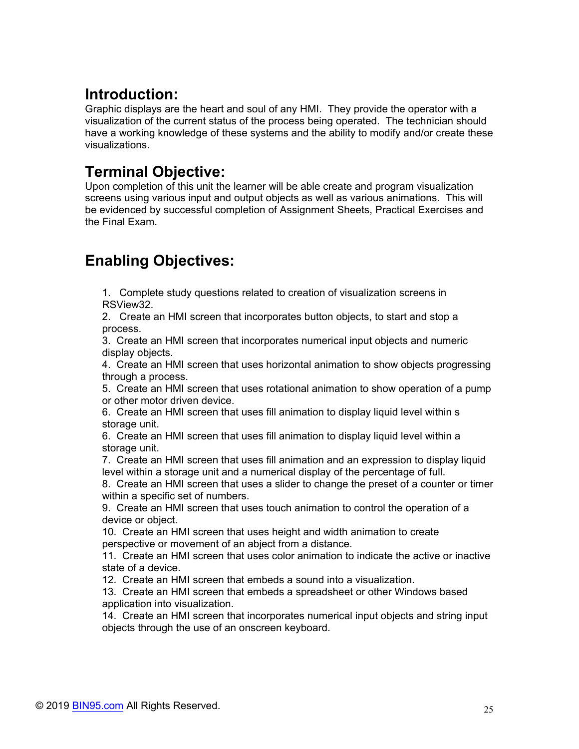## Introduction:

Graphic displays are the heart and soul of any HMI. They provide the operator with a visualization of the current status of the process being operated. The technician should have a working knowledge of these systems and the ability to modify and/or create these visualizations.

## Terminal Objective:

Upon completion of this unit the learner will be able create and program visualization screens using various input and output objects as well as various animations. This will be evidenced by successful completion of Assignment Sheets, Practical Exercises and the Final Exam.

## Enabling Objectives:

1. Complete study questions related to creation of visualization screens in RSView32.
2. Create an HMI screen that incorporates button objects, to start and stop a process.
3. Create an HMI screen that incorporates numerical input objects and numeric display objects.
4. Create an HMI screen that uses horizontal animation to show objects progressing through a process.
5. Create an HMI screen that uses rotational animation to show operation of a pump or other motor driven device.
6. Create an HMI screen that uses fill animation to display liquid level within s storage unit.
6. Create an HMI screen that uses fill animation to display liquid level within a storage unit.
7. Create an HMI screen that uses fill animation and an expression to display liquid level within a storage unit and a numerical display of the percentage of full.
8. Create an HMI screen that uses a slider to change the preset of a counter or timer within a specific set of numbers.
9. Create an HMI screen that uses touch animation to control the operation of a device or object.
10. Create an HMI screen that uses height and width animation to create perspective or movement of an abject from a distance.
11. Create an HMI screen that uses color animation to indicate the active or inactive state of a device.
12. Create an HMI screen that embeds a sound into a visualization.
13. Create an HMI screen that embeds a spreadsheet or other Windows based application into visualization.
14. Create an HMI screen that incorporates numerical input objects and string input objects through the use of an onscreen keyboard.

© 2019 BIN95.com All Rights Reserved.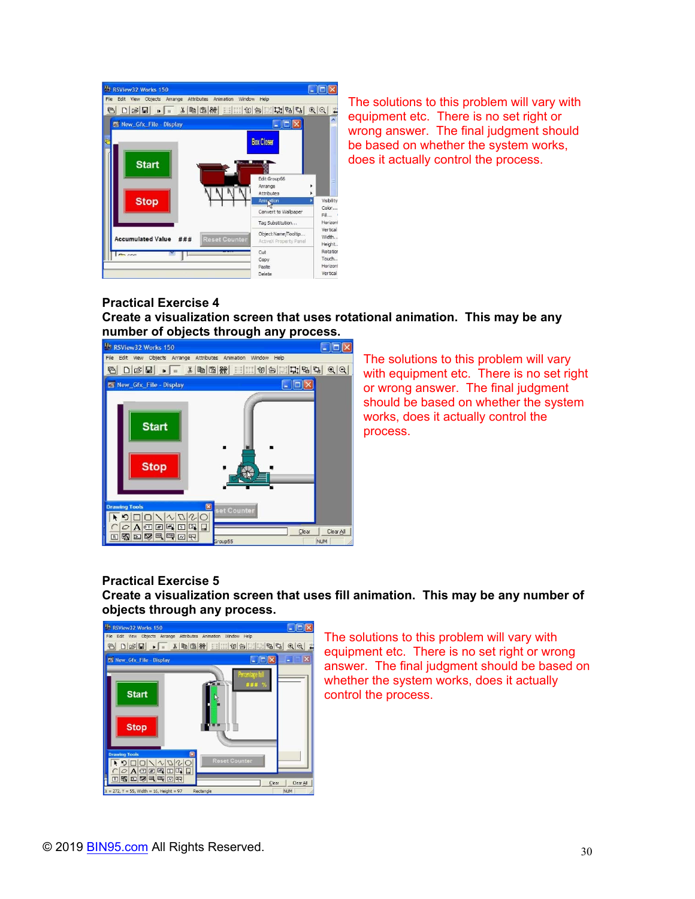The solutions to this problem will vary with equipment etc. There is no set right or wrong answer. The final judgment should be based on whether the system works, does it actually control the process.

**Practical Exercise 4**
**Create a visualization screen that uses rotational animation. This may be any number of objects through any process.**

The solutions to this problem will vary with equipment etc. There is no set right or wrong answer. The final judgment should be based on whether the system works, does it actually control the process.

**Practical Exercise 5**
**Create a visualization screen that uses fill animation. This may be any number of objects through any process.**

The solutions to this problem will vary with equipment etc. There is no set right or wrong answer. The final judgment should be based on whether the system works, does it actually control the process.

© 2019 BIN95.com All Rights Reserved.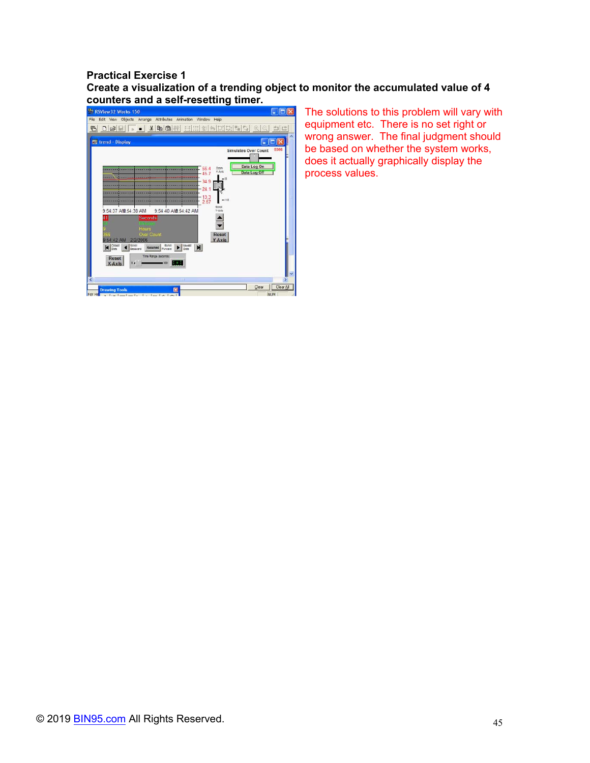**Practical Exercise 1**

**Create a visualization of a trending object to monitor the accumulated value of 4 counters and a self-resetting timer.**

The solutions to this problem will vary with equipment etc. There is no set right or wrong answer. The final judgment should be based on whether the system works, does it actually graphically display the process values.

© 2019 BIN95.com All Rights Reserved.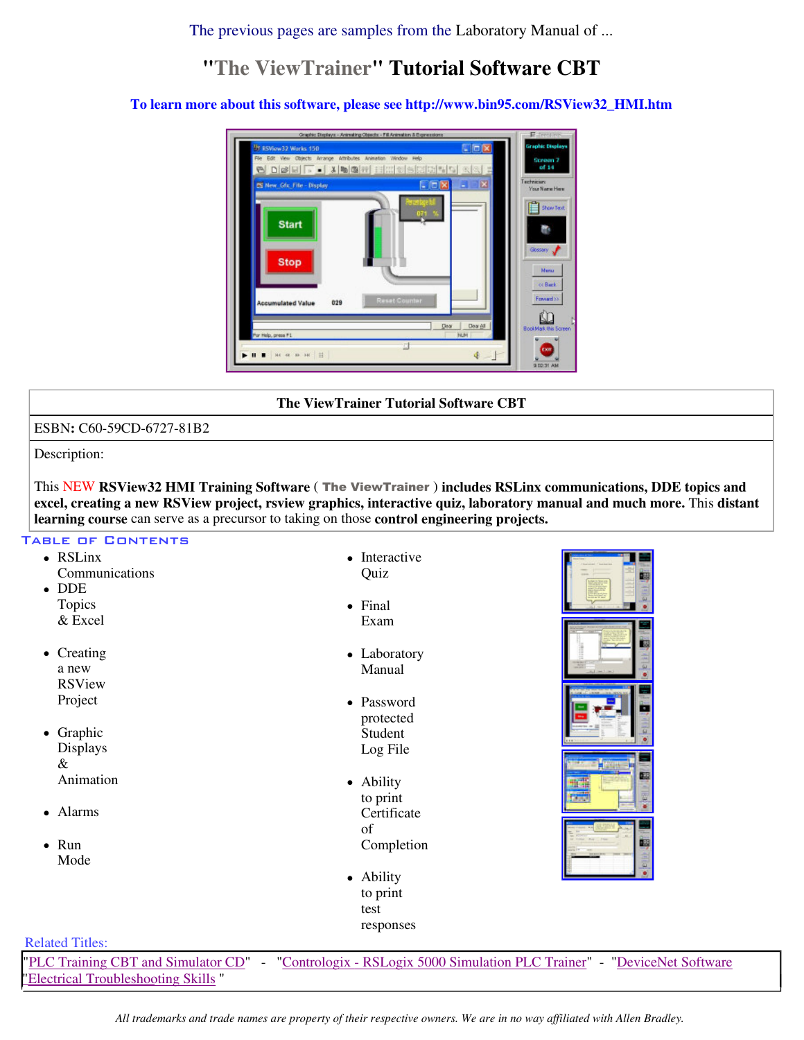The previous pages are samples from the Laboratory Manual of ...

# "The ViewTrainer" Tutorial Software CBT

**To learn more about this software, please see http://www.bin95.com/RSView32_HMI.htm**

| **The ViewTrainer Tutorial Software CBT** |
|---|
| ESBN**:** C60-59CD-6727-81B2 |
| Description: This NEW **RSView32 HMI Training Software** ( **The ViewTrainer** ) **includes RSLinx communications, DDE topics and excel, creating a new RSView project, rsview graphics, interactive quiz, laboratory manual and much more.** This **distant learning course** can serve as a precursor to taking on those **control engineering projects.** |

## Table of Contents

- RSLinx Communications
- DDE Topics & Excel
- Creating a new RSView Project
- Graphic Displays & Animation
- Alarms
- Run Mode
- Interactive Quiz
- Final Exam
- Laboratory Manual
- Password protected Student Log File
- Ability to print Certificate of Completion
- Ability to print test responses

Related Titles:

"PLC Training CBT and Simulator CD" - "Contrologix - RSLogix 5000 Simulation PLC Trainer" - "DeviceNet Software "Electrical Troubleshooting Skills "

*All trademarks and trade names are property of their respective owners. We are in no way affiliated with Allen Bradley.*